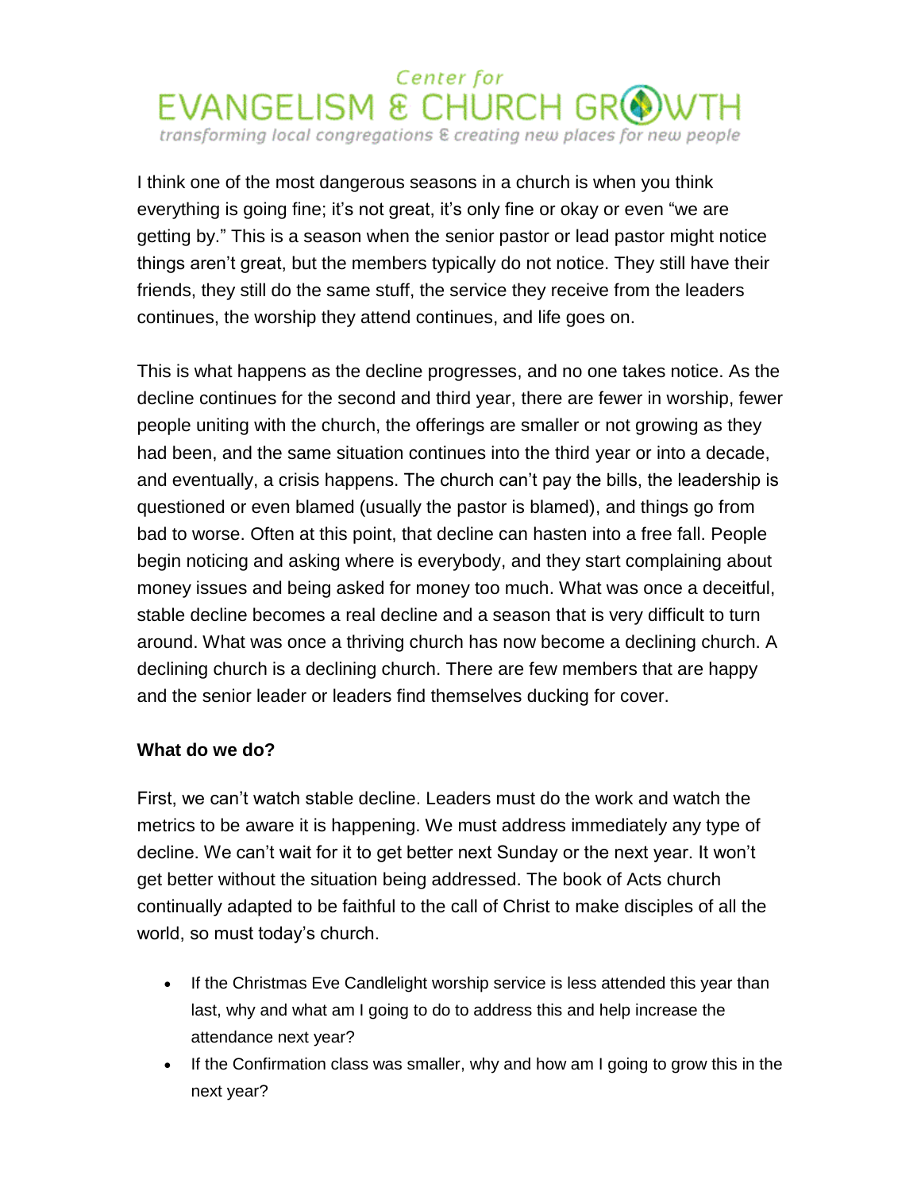Center for
EVANGELISM & CHURCH GROWTH
*transforming local congregations & creating new places for new people*

I think one of the most dangerous seasons in a church is when you think everything is going fine; it's not great, it's only fine or okay or even "we are getting by." This is a season when the senior pastor or lead pastor might notice things aren't great, but the members typically do not notice. They still have their friends, they still do the same stuff, the service they receive from the leaders continues, the worship they attend continues, and life goes on.

This is what happens as the decline progresses, and no one takes notice. As the decline continues for the second and third year, there are fewer in worship, fewer people uniting with the church, the offerings are smaller or not growing as they had been, and the same situation continues into the third year or into a decade, and eventually, a crisis happens. The church can't pay the bills, the leadership is questioned or even blamed (usually the pastor is blamed), and things go from bad to worse. Often at this point, that decline can hasten into a free fall. People begin noticing and asking where is everybody, and they start complaining about money issues and being asked for money too much. What was once a deceitful, stable decline becomes a real decline and a season that is very difficult to turn around. What was once a thriving church has now become a declining church. A declining church is a declining church. There are few members that are happy and the senior leader or leaders find themselves ducking for cover.

**What do we do?**

First, we can't watch stable decline. Leaders must do the work and watch the metrics to be aware it is happening. We must address immediately any type of decline. We can't wait for it to get better next Sunday or the next year. It won't get better without the situation being addressed. The book of Acts church continually adapted to be faithful to the call of Christ to make disciples of all the world, so must today's church.

- If the Christmas Eve Candlelight worship service is less attended this year than last, why and what am I going to do to address this and help increase the attendance next year?
- If the Confirmation class was smaller, why and how am I going to grow this in the next year?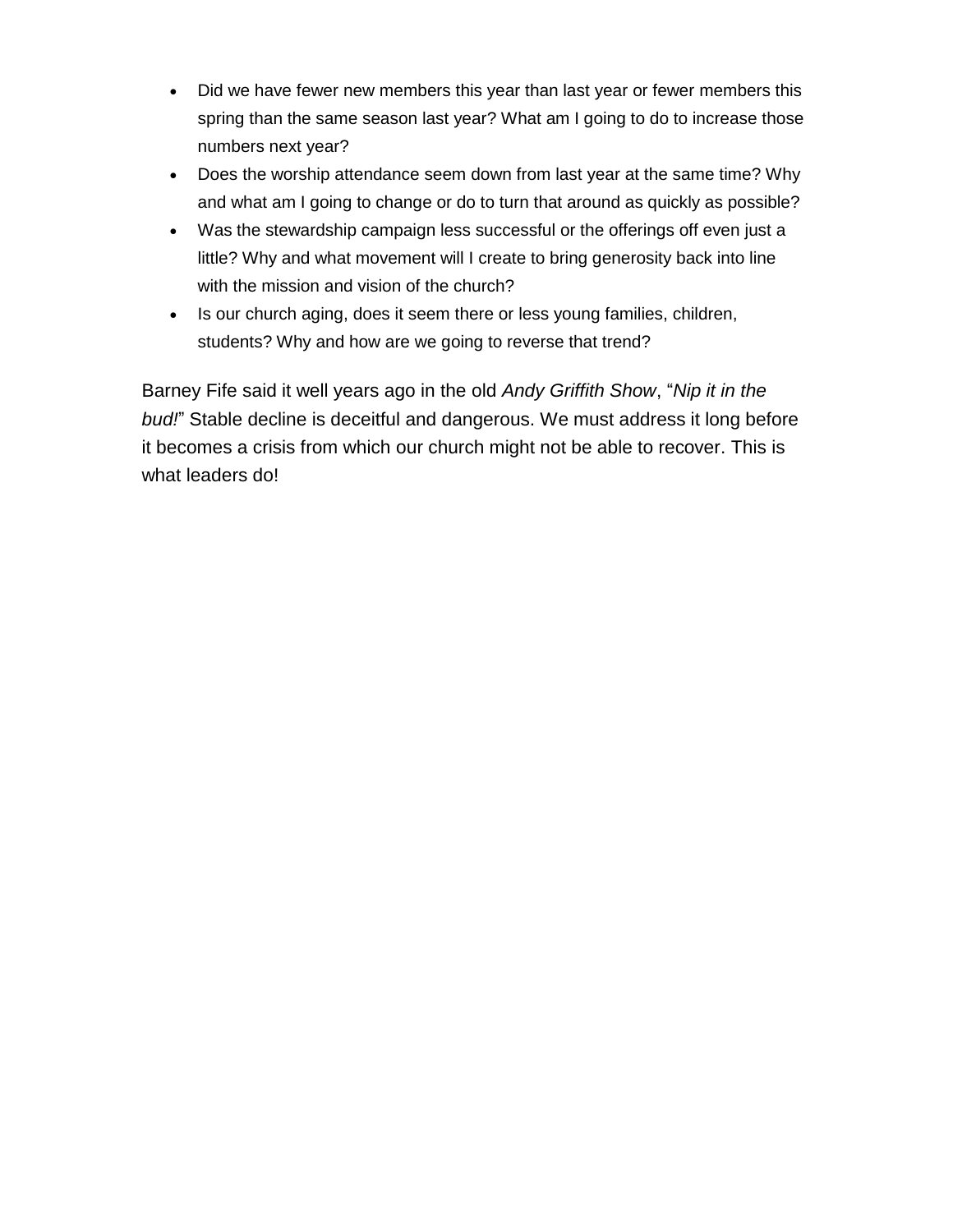- Did we have fewer new members this year than last year or fewer members this spring than the same season last year? What am I going to do to increase those numbers next year?
- Does the worship attendance seem down from last year at the same time? Why and what am I going to change or do to turn that around as quickly as possible?
- Was the stewardship campaign less successful or the offerings off even just a little? Why and what movement will I create to bring generosity back into line with the mission and vision of the church?
- Is our church aging, does it seem there or less young families, children, students? Why and how are we going to reverse that trend?

Barney Fife said it well years ago in the old *Andy Griffith Show*, "*Nip it in the bud!*" Stable decline is deceitful and dangerous. We must address it long before it becomes a crisis from which our church might not be able to recover. This is what leaders do!